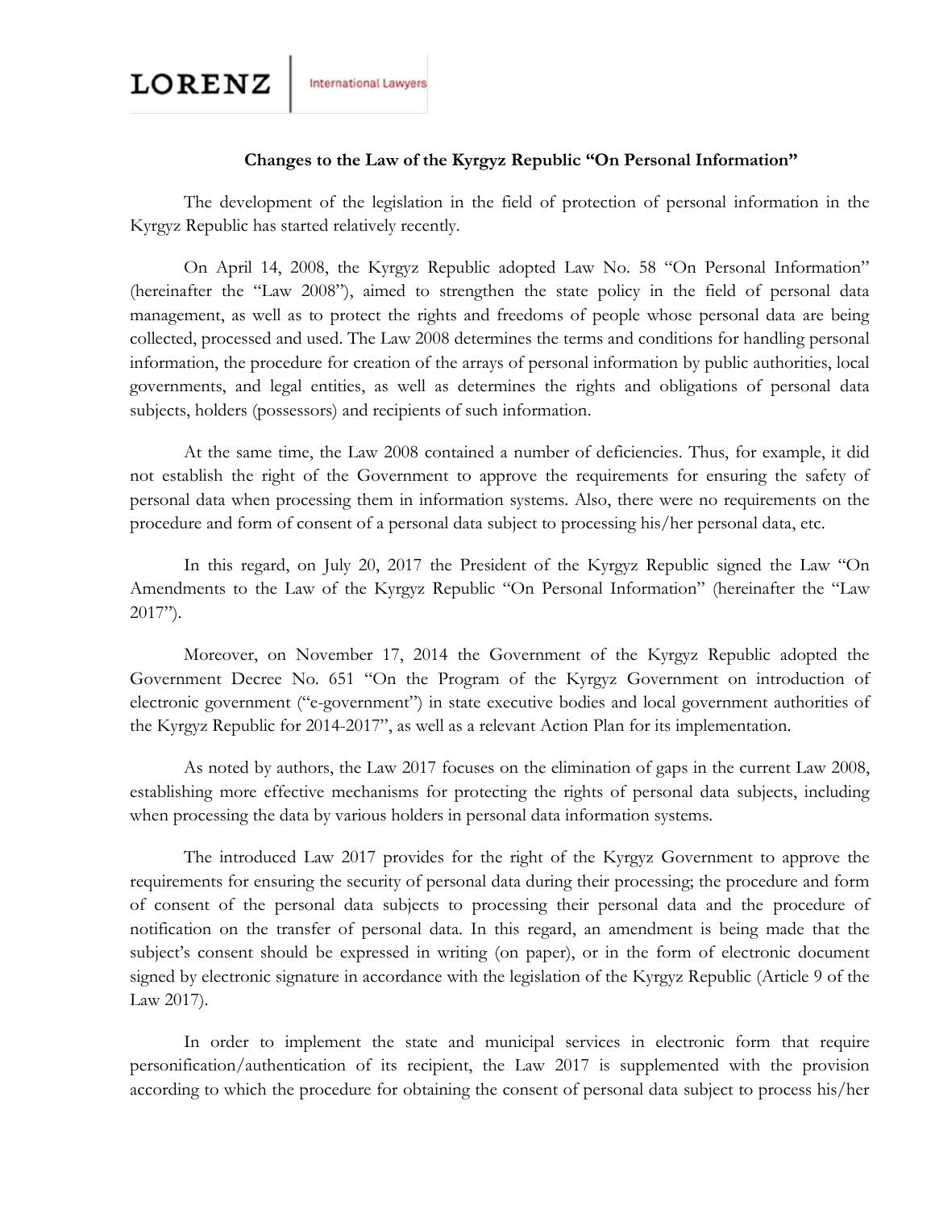**LORENZ** | International Lawyers

**Changes to the Law of the Kyrgyz Republic "On Personal Information"**

The development of the legislation in the field of protection of personal information in the Kyrgyz Republic has started relatively recently.

On April 14, 2008, the Kyrgyz Republic adopted Law No. 58 "On Personal Information" (hereinafter the "Law 2008"), aimed to strengthen the state policy in the field of personal data management, as well as to protect the rights and freedoms of people whose personal data are being collected, processed and used. The Law 2008 determines the terms and conditions for handling personal information, the procedure for creation of the arrays of personal information by public authorities, local governments, and legal entities, as well as determines the rights and obligations of personal data subjects, holders (possessors) and recipients of such information.

At the same time, the Law 2008 contained a number of deficiencies. Thus, for example, it did not establish the right of the Government to approve the requirements for ensuring the safety of personal data when processing them in information systems. Also, there were no requirements on the procedure and form of consent of a personal data subject to processing his/her personal data, etc.

In this regard, on July 20, 2017 the President of the Kyrgyz Republic signed the Law "On Amendments to the Law of the Kyrgyz Republic "On Personal Information" (hereinafter the "Law 2017").

Moreover, on November 17, 2014 the Government of the Kyrgyz Republic adopted the Government Decree No. 651 "On the Program of the Kyrgyz Government on introduction of electronic government ("e-government") in state executive bodies and local government authorities of the Kyrgyz Republic for 2014-2017", as well as a relevant Action Plan for its implementation.

As noted by authors, the Law 2017 focuses on the elimination of gaps in the current Law 2008, establishing more effective mechanisms for protecting the rights of personal data subjects, including when processing the data by various holders in personal data information systems.

The introduced Law 2017 provides for the right of the Kyrgyz Government to approve the requirements for ensuring the security of personal data during their processing; the procedure and form of consent of the personal data subjects to processing their personal data and the procedure of notification on the transfer of personal data. In this regard, an amendment is being made that the subject's consent should be expressed in writing (on paper), or in the form of electronic document signed by electronic signature in accordance with the legislation of the Kyrgyz Republic (Article 9 of the Law 2017).

In order to implement the state and municipal services in electronic form that require personification/authentication of its recipient, the Law 2017 is supplemented with the provision according to which the procedure for obtaining the consent of personal data subject to process his/her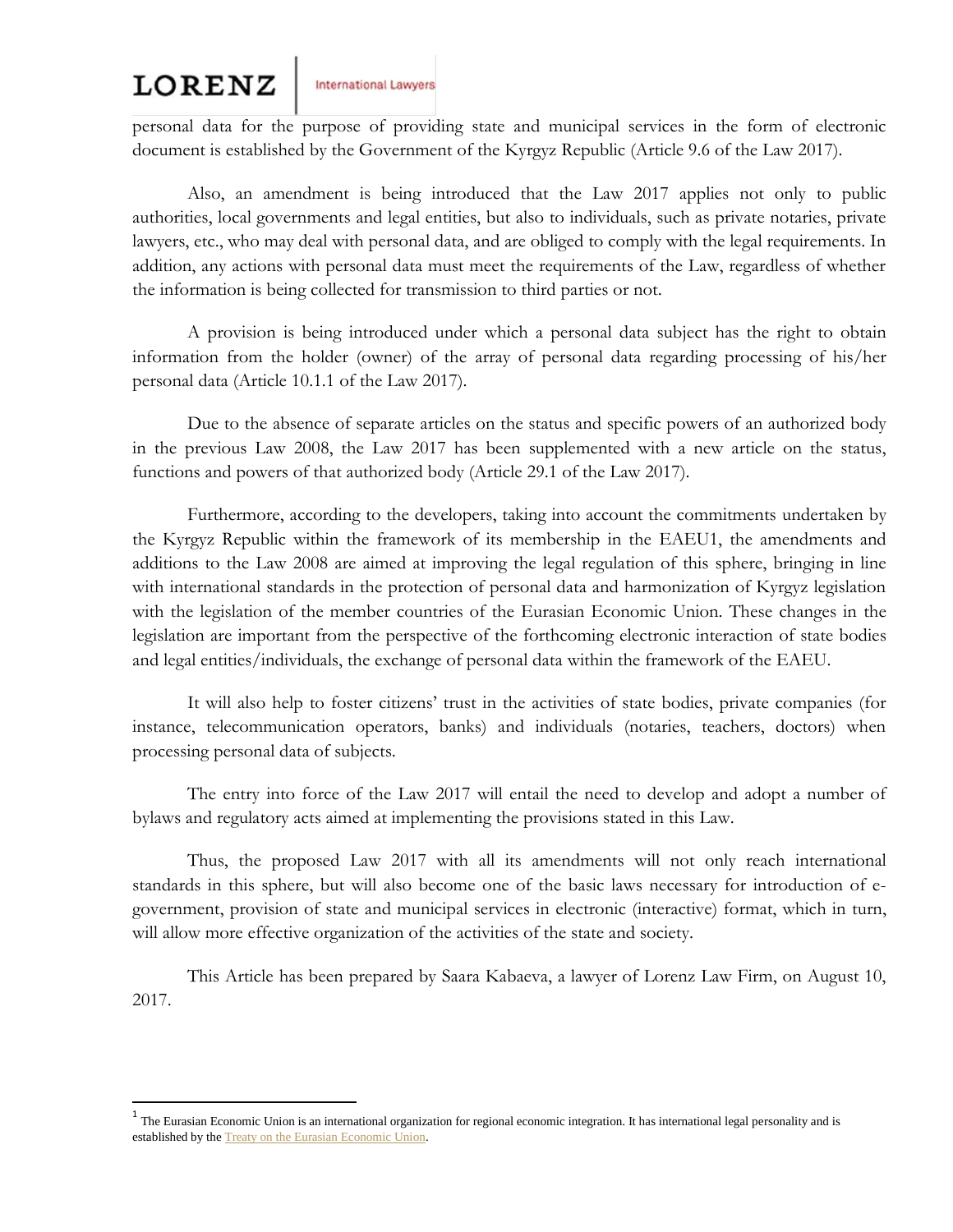personal data for the purpose of providing state and municipal services in the form of electronic document is established by the Government of the Kyrgyz Republic (Article 9.6 of the Law 2017).

Also, an amendment is being introduced that the Law 2017 applies not only to public authorities, local governments and legal entities, but also to individuals, such as private notaries, private lawyers, etc., who may deal with personal data, and are obliged to comply with the legal requirements. In addition, any actions with personal data must meet the requirements of the Law, regardless of whether the information is being collected for transmission to third parties or not.

A provision is being introduced under which a personal data subject has the right to obtain information from the holder (owner) of the array of personal data regarding processing of his/her personal data (Article 10.1.1 of the Law 2017).

Due to the absence of separate articles on the status and specific powers of an authorized body in the previous Law 2008, the Law 2017 has been supplemented with a new article on the status, functions and powers of that authorized body (Article 29.1 of the Law 2017).

Furthermore, according to the developers, taking into account the commitments undertaken by the Kyrgyz Republic within the framework of its membership in the EAEU[1], the amendments and additions to the Law 2008 are aimed at improving the legal regulation of this sphere, bringing in line with international standards in the protection of personal data and harmonization of Kyrgyz legislation with the legislation of the member countries of the Eurasian Economic Union. These changes in the legislation are important from the perspective of the forthcoming electronic interaction of state bodies and legal entities/individuals, the exchange of personal data within the framework of the EAEU.

It will also help to foster citizens' trust in the activities of state bodies, private companies (for instance, telecommunication operators, banks) and individuals (notaries, teachers, doctors) when processing personal data of subjects.

The entry into force of the Law 2017 will entail the need to develop and adopt a number of bylaws and regulatory acts aimed at implementing the provisions stated in this Law.

Thus, the proposed Law 2017 with all its amendments will not only reach international standards in this sphere, but will also become one of the basic laws necessary for introduction of e-government, provision of state and municipal services in electronic (interactive) format, which in turn, will allow more effective organization of the activities of the state and society.

This Article has been prepared by Saara Kabaeva, a lawyer of Lorenz Law Firm, on August 10, 2017.

---

[1] The Eurasian Economic Union is an international organization for regional economic integration. It has international legal personality and is established by the Treaty on the Eurasian Economic Union.